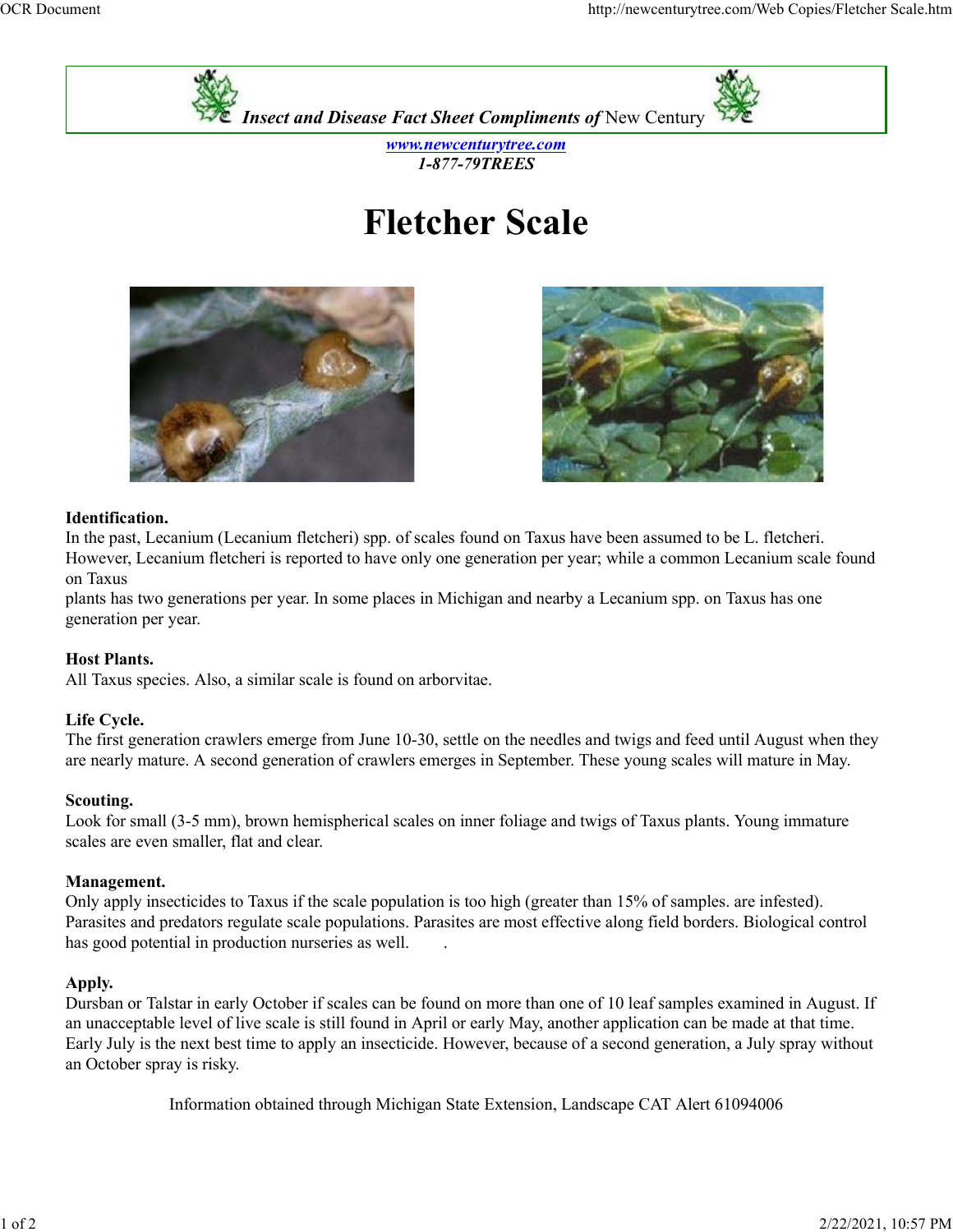***Insect and Disease Fact Sheet Compliments of*** New Century

***[www.newcenturytree.com](http://www.newcenturytree.com)***
***1-877-79TREES***

# Fletcher Scale

**Identification.**
In the past, Lecanium (Lecanium fletcheri) spp. of scales found on Taxus have been assumed to be L. fletcheri. However, Lecanium fletcheri is reported to have only one generation per year; while a common Lecanium scale found on Taxus
plants has two generations per year. In some places in Michigan and nearby a Lecanium spp. on Taxus has one generation per year.

**Host Plants.**
All Taxus species. Also, a similar scale is found on arborvitae.

**Life Cycle.**
The first generation crawlers emerge from June 10-30, settle on the needles and twigs and feed until August when they are nearly mature. A second generation of crawlers emerges in September. These young scales will mature in May.

**Scouting.**
Look for small (3-5 mm), brown hemispherical scales on inner foliage and twigs of Taxus plants. Young immature scales are even smaller, flat and clear.

**Management.**
Only apply insecticides to Taxus if the scale population is too high (greater than 15% of samples. are infested). Parasites and predators regulate scale populations. Parasites are most effective along field borders. Biological control has good potential in production nurseries as well. .

**Apply.**
Dursban or Talstar in early October if scales can be found on more than one of 10 leaf samples examined in August. If an unacceptable level of live scale is still found in April or early May, another application can be made at that time. Early July is the next best time to apply an insecticide. However, because of a second generation, a July spray without an October spray is risky.

Information obtained through Michigan State Extension, Landscape CAT Alert 61094006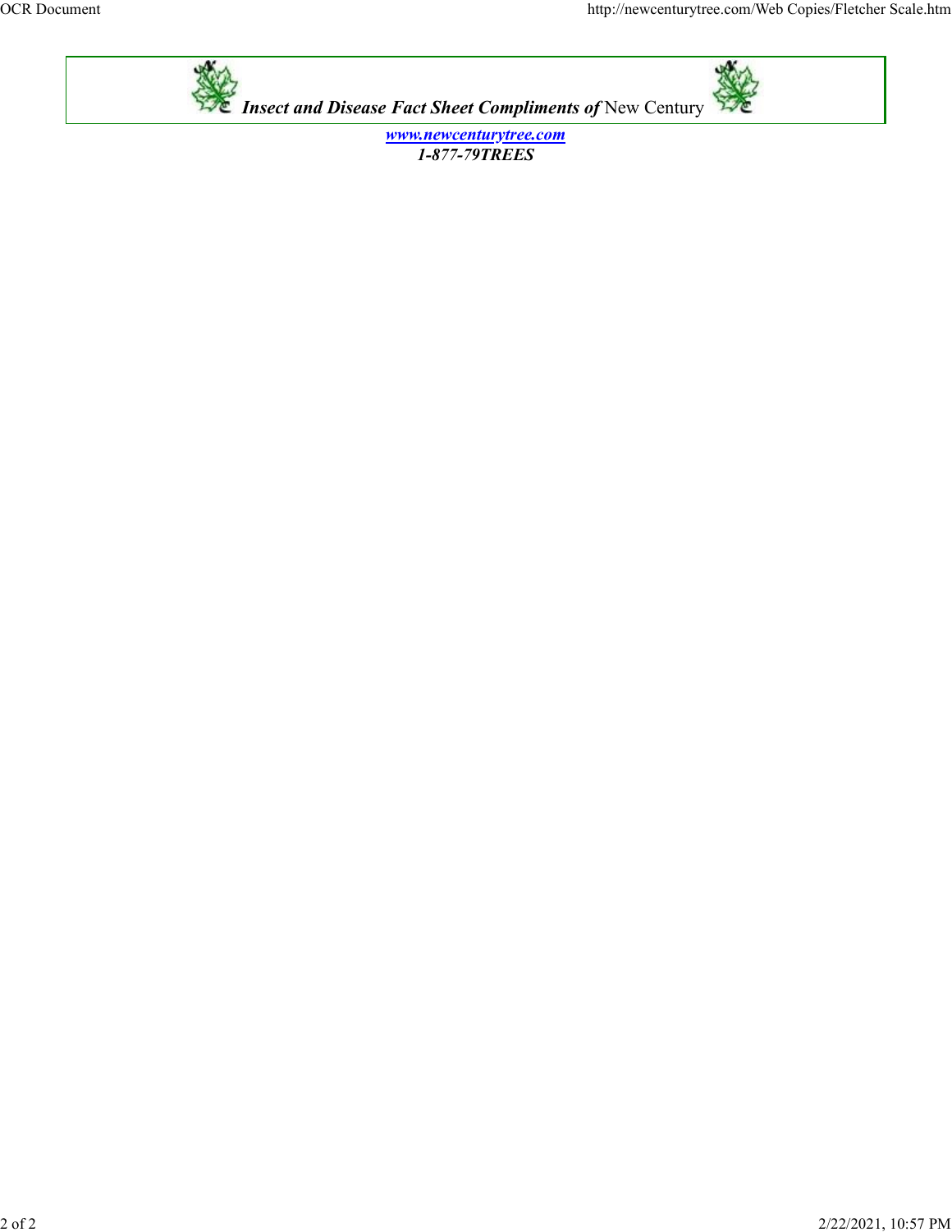***Insect and Disease Fact Sheet Compliments of*** New Century

***www.newcenturytree.com***
***1-877-79TREES***